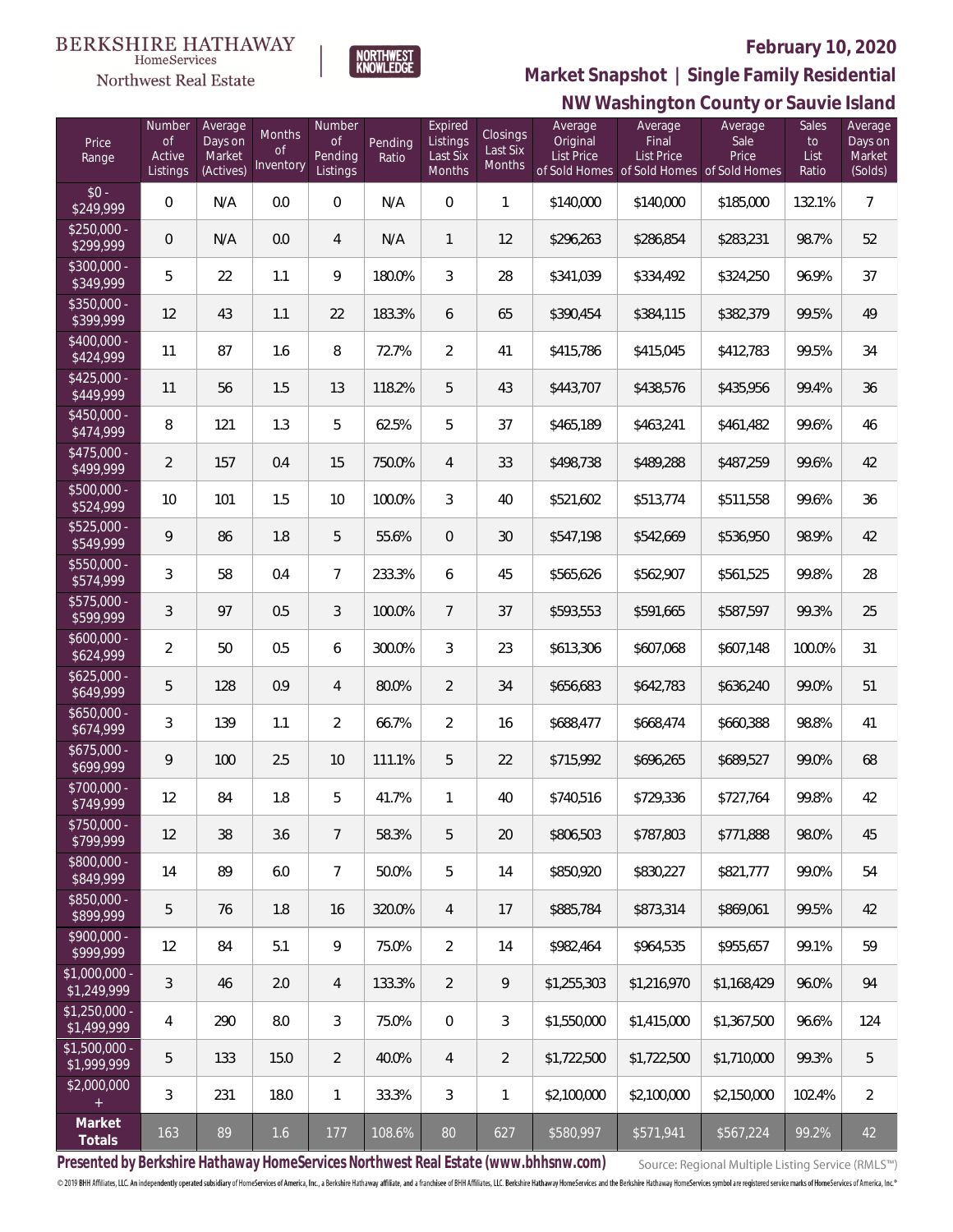BERKSHIRE HATHAWAY HomeServices Northwest Real Estate | NORTHWEST KNOWLEDGE

**February 10, 2020**

## Market Snapshot | Single Family Residential

## NW Washington County or Sauvie Island

| Price Range | Number of Active Listings | Average Days on Market (Actives) | Months of Inventory | Number of Pending Listings | Pending Ratio | Expired Listings Last Six Months | Closings Last Six Months | Average Original List Price of Sold Homes | Average Final List Price of Sold Homes | Average Sale Price of Sold Homes | Sales to List Ratio | Average Days on Market (Solds) |
|---|---|---|---|---|---|---|---|---|---|---|---|---|
| $0 - $249,999 | 0 | N/A | 0.0 | 0 | N/A | 0 | 1 | $140,000 | $140,000 | $185,000 | 132.1% | 7 |
| $250,000 - $299,999 | 0 | N/A | 0.0 | 4 | N/A | 1 | 12 | $296,263 | $286,854 | $283,231 | 98.7% | 52 |
| $300,000 - $349,999 | 5 | 22 | 1.1 | 9 | 180.0% | 3 | 28 | $341,039 | $334,492 | $324,250 | 96.9% | 37 |
| $350,000 - $399,999 | 12 | 43 | 1.1 | 22 | 183.3% | 6 | 65 | $390,454 | $384,115 | $382,379 | 99.5% | 49 |
| $400,000 - $424,999 | 11 | 87 | 1.6 | 8 | 72.7% | 2 | 41 | $415,786 | $415,045 | $412,783 | 99.5% | 34 |
| $425,000 - $449,999 | 11 | 56 | 1.5 | 13 | 118.2% | 5 | 43 | $443,707 | $438,576 | $435,956 | 99.4% | 36 |
| $450,000 - $474,999 | 8 | 121 | 1.3 | 5 | 62.5% | 5 | 37 | $465,189 | $463,241 | $461,482 | 99.6% | 46 |
| $475,000 - $499,999 | 2 | 157 | 0.4 | 15 | 750.0% | 4 | 33 | $498,738 | $489,288 | $487,259 | 99.6% | 42 |
| $500,000 - $524,999 | 10 | 101 | 1.5 | 10 | 100.0% | 3 | 40 | $521,602 | $513,774 | $511,558 | 99.6% | 36 |
| $525,000 - $549,999 | 9 | 86 | 1.8 | 5 | 55.6% | 0 | 30 | $547,198 | $542,669 | $536,950 | 98.9% | 42 |
| $550,000 - $574,999 | 3 | 58 | 0.4 | 7 | 233.3% | 6 | 45 | $565,626 | $562,907 | $561,525 | 99.8% | 28 |
| $575,000 - $599,999 | 3 | 97 | 0.5 | 3 | 100.0% | 7 | 37 | $593,553 | $591,665 | $587,597 | 99.3% | 25 |
| $600,000 - $624,999 | 2 | 50 | 0.5 | 6 | 300.0% | 3 | 23 | $613,306 | $607,068 | $607,148 | 100.0% | 31 |
| $625,000 - $649,999 | 5 | 128 | 0.9 | 4 | 80.0% | 2 | 34 | $656,683 | $642,783 | $636,240 | 99.0% | 51 |
| $650,000 - $674,999 | 3 | 139 | 1.1 | 2 | 66.7% | 2 | 16 | $688,477 | $668,474 | $660,388 | 98.8% | 41 |
| $675,000 - $699,999 | 9 | 100 | 2.5 | 10 | 111.1% | 5 | 22 | $715,992 | $696,265 | $689,527 | 99.0% | 68 |
| $700,000 - $749,999 | 12 | 84 | 1.8 | 5 | 41.7% | 1 | 40 | $740,516 | $729,336 | $727,764 | 99.8% | 42 |
| $750,000 - $799,999 | 12 | 38 | 3.6 | 7 | 58.3% | 5 | 20 | $806,503 | $787,803 | $771,888 | 98.0% | 45 |
| $800,000 - $849,999 | 14 | 89 | 6.0 | 7 | 50.0% | 5 | 14 | $850,920 | $830,227 | $821,777 | 99.0% | 54 |
| $850,000 - $899,999 | 5 | 76 | 1.8 | 16 | 320.0% | 4 | 17 | $885,784 | $873,314 | $869,061 | 99.5% | 42 |
| $900,000 - $999,999 | 12 | 84 | 5.1 | 9 | 75.0% | 2 | 14 | $982,464 | $964,535 | $955,657 | 99.1% | 59 |
| $1,000,000 - $1,249,999 | 3 | 46 | 2.0 | 4 | 133.3% | 2 | 9 | $1,255,303 | $1,216,970 | $1,168,429 | 96.0% | 94 |
| $1,250,000 - $1,499,999 | 4 | 290 | 8.0 | 3 | 75.0% | 0 | 3 | $1,550,000 | $1,415,000 | $1,367,500 | 96.6% | 124 |
| $1,500,000 - $1,999,999 | 5 | 133 | 15.0 | 2 | 40.0% | 4 | 2 | $1,722,500 | $1,722,500 | $1,710,000 | 99.3% | 5 |
| $2,000,000 + | 3 | 231 | 18.0 | 1 | 33.3% | 3 | 1 | $2,100,000 | $2,100,000 | $2,150,000 | 102.4% | 2 |
| **Market Totals** | 163 | 89 | 1.6 | 177 | 108.6% | 80 | 627 | $580,997 | $571,941 | $567,224 | 99.2% | 42 |

**Presented by Berkshire Hathaway HomeServices Northwest Real Estate (www.bhhsnw.com)** Source: Regional Multiple Listing Service (RMLS™)

© 2019 BHH Affiliates, LLC. An independently operated subsidiary of HomeServices of America, Inc., a Berkshire Hathaway affiliate, and a franchisee of BHH Affiliates, LLC. Berkshire Hathaway HomeServices and the Berkshire Hathaway HomeServices symbol are registered service marks of HomeServices of America, Inc.®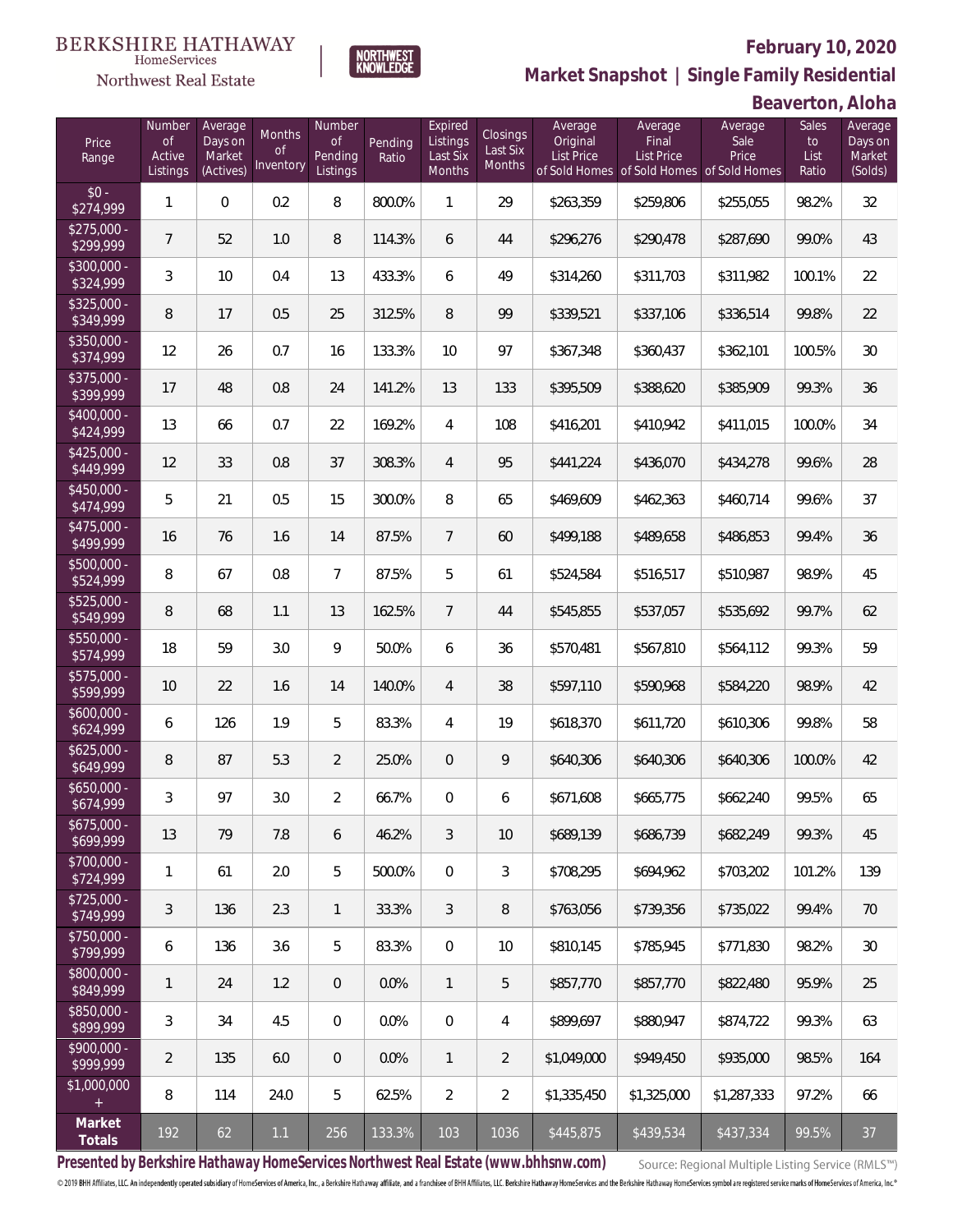BERKSHIRE HATHAWAY HomeServices Northwest Real Estate

NORTHWEST KNOWLEDGE

## February 10, 2020

## Market Snapshot | Single Family Residential

## Beaverton, Aloha

| Price Range | Number of Active Listings | Average Days on Market (Actives) | Months of Inventory | Number of Pending Listings | Pending Ratio | Expired Listings Last Six Months | Closings Last Six Months | Average Original List Price of Sold Homes | Average Final List Price of Sold Homes | Average Sale Price of Sold Homes | Sales to List Ratio | Average Days on Market (Solds) |
|---|---|---|---|---|---|---|---|---|---|---|---|---|
| $0 - $274,999 | 1 | 0 | 0.2 | 8 | 800.0% | 1 | 29 | $263,359 | $259,806 | $255,055 | 98.2% | 32 |
| $275,000 - $299,999 | 7 | 52 | 1.0 | 8 | 114.3% | 6 | 44 | $296,276 | $290,478 | $287,690 | 99.0% | 43 |
| $300,000 - $324,999 | 3 | 10 | 0.4 | 13 | 433.3% | 6 | 49 | $314,260 | $311,703 | $311,982 | 100.1% | 22 |
| $325,000 - $349,999 | 8 | 17 | 0.5 | 25 | 312.5% | 8 | 99 | $339,521 | $337,106 | $336,514 | 99.8% | 22 |
| $350,000 - $374,999 | 12 | 26 | 0.7 | 16 | 133.3% | 10 | 97 | $367,348 | $360,437 | $362,101 | 100.5% | 30 |
| $375,000 - $399,999 | 17 | 48 | 0.8 | 24 | 141.2% | 13 | 133 | $395,509 | $388,620 | $385,909 | 99.3% | 36 |
| $400,000 - $424,999 | 13 | 66 | 0.7 | 22 | 169.2% | 4 | 108 | $416,201 | $410,942 | $411,015 | 100.0% | 34 |
| $425,000 - $449,999 | 12 | 33 | 0.8 | 37 | 308.3% | 4 | 95 | $441,224 | $436,070 | $434,278 | 99.6% | 28 |
| $450,000 - $474,999 | 5 | 21 | 0.5 | 15 | 300.0% | 8 | 65 | $469,609 | $462,363 | $460,714 | 99.6% | 37 |
| $475,000 - $499,999 | 16 | 76 | 1.6 | 14 | 87.5% | 7 | 60 | $499,188 | $489,658 | $486,853 | 99.4% | 36 |
| $500,000 - $524,999 | 8 | 67 | 0.8 | 7 | 87.5% | 5 | 61 | $524,584 | $516,517 | $510,987 | 98.9% | 45 |
| $525,000 - $549,999 | 8 | 68 | 1.1 | 13 | 162.5% | 7 | 44 | $545,855 | $537,057 | $535,692 | 99.7% | 62 |
| $550,000 - $574,999 | 18 | 59 | 3.0 | 9 | 50.0% | 6 | 36 | $570,481 | $567,810 | $564,112 | 99.3% | 59 |
| $575,000 - $599,999 | 10 | 22 | 1.6 | 14 | 140.0% | 4 | 38 | $597,110 | $590,968 | $584,220 | 98.9% | 42 |
| $600,000 - $624,999 | 6 | 126 | 1.9 | 5 | 83.3% | 4 | 19 | $618,370 | $611,720 | $610,306 | 99.8% | 58 |
| $625,000 - $649,999 | 8 | 87 | 5.3 | 2 | 25.0% | 0 | 9 | $640,306 | $640,306 | $640,306 | 100.0% | 42 |
| $650,000 - $674,999 | 3 | 97 | 3.0 | 2 | 66.7% | 0 | 6 | $671,608 | $665,775 | $662,240 | 99.5% | 65 |
| $675,000 - $699,999 | 13 | 79 | 7.8 | 6 | 46.2% | 3 | 10 | $689,139 | $686,739 | $682,249 | 99.3% | 45 |
| $700,000 - $724,999 | 1 | 61 | 2.0 | 5 | 500.0% | 0 | 3 | $708,295 | $694,962 | $703,202 | 101.2% | 139 |
| $725,000 - $749,999 | 3 | 136 | 2.3 | 1 | 33.3% | 3 | 8 | $763,056 | $739,356 | $735,022 | 99.4% | 70 |
| $750,000 - $799,999 | 6 | 136 | 3.6 | 5 | 83.3% | 0 | 10 | $810,145 | $785,945 | $771,830 | 98.2% | 30 |
| $800,000 - $849,999 | 1 | 24 | 1.2 | 0 | 0.0% | 1 | 5 | $857,770 | $857,770 | $822,480 | 95.9% | 25 |
| $850,000 - $899,999 | 3 | 34 | 4.5 | 0 | 0.0% | 0 | 4 | $899,697 | $880,947 | $874,722 | 99.3% | 63 |
| $900,000 - $999,999 | 2 | 135 | 6.0 | 0 | 0.0% | 1 | 2 | $1,049,000 | $949,450 | $935,000 | 98.5% | 164 |
| $1,000,000 + | 8 | 114 | 24.0 | 5 | 62.5% | 2 | 2 | $1,335,450 | $1,325,000 | $1,287,333 | 97.2% | 66 |
| **Market Totals** | 192 | 62 | 1.1 | 256 | 133.3% | 103 | 1036 | $445,875 | $439,534 | $437,334 | 99.5% | 37 |

**Presented by Berkshire Hathaway HomeServices Northwest Real Estate (www.bhhsnw.com)**

Source: Regional Multiple Listing Service (RMLS™)

© 2019 BHH Affiliates, LLC. An independently operated subsidiary of HomeServices of America, Inc., a Berkshire Hathaway affiliate, and a franchisee of BHH Affiliates, LLC. Berkshire Hathaway HomeServices and the Berkshire Hathaway HomeServices symbol are registered service marks of HomeServices of America, Inc.®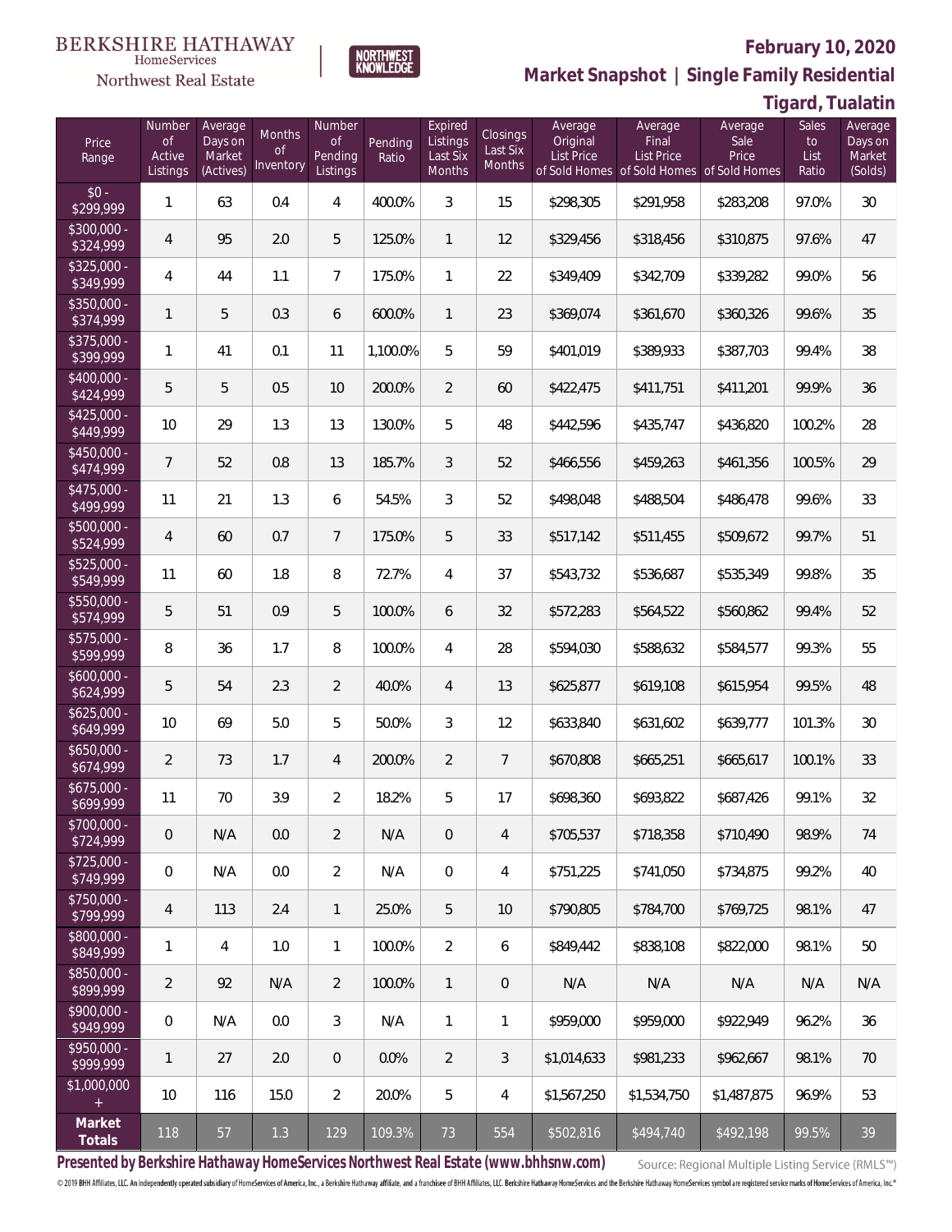BERKSHIRE HATHAWAY HomeServices Northwest Real Estate | NORTHWEST KNOWLEDGE

**February 10, 2020**

**Market Snapshot | Single Family Residential**

**Tigard, Tualatin**

| Price Range | Number of Active Listings | Average Days on Market (Actives) | Months of Inventory | Number of Pending Listings | Pending Ratio | Expired Listings Last Six Months | Closings Last Six Months | Average Original List Price of Sold Homes | Average Final List Price of Sold Homes | Average Sale Price of Sold Homes | Sales to List Ratio | Average Days on Market (Solds) |
|---|---|---|---|---|---|---|---|---|---|---|---|---|
| $0 - $299,999 | 1 | 63 | 0.4 | 4 | 400.0% | 3 | 15 | $298,305 | $291,958 | $283,208 | 97.0% | 30 |
| $300,000 - $324,999 | 4 | 95 | 2.0 | 5 | 125.0% | 1 | 12 | $329,456 | $318,456 | $310,875 | 97.6% | 47 |
| $325,000 - $349,999 | 4 | 44 | 1.1 | 7 | 175.0% | 1 | 22 | $349,409 | $342,709 | $339,282 | 99.0% | 56 |
| $350,000 - $374,999 | 1 | 5 | 0.3 | 6 | 600.0% | 1 | 23 | $369,074 | $361,670 | $360,326 | 99.6% | 35 |
| $375,000 - $399,999 | 1 | 41 | 0.1 | 11 | 1,100.0% | 5 | 59 | $401,019 | $389,933 | $387,703 | 99.4% | 38 |
| $400,000 - $424,999 | 5 | 5 | 0.5 | 10 | 200.0% | 2 | 60 | $422,475 | $411,751 | $411,201 | 99.9% | 36 |
| $425,000 - $449,999 | 10 | 29 | 1.3 | 13 | 130.0% | 5 | 48 | $442,596 | $435,747 | $436,820 | 100.2% | 28 |
| $450,000 - $474,999 | 7 | 52 | 0.8 | 13 | 185.7% | 3 | 52 | $466,556 | $459,263 | $461,356 | 100.5% | 29 |
| $475,000 - $499,999 | 11 | 21 | 1.3 | 6 | 54.5% | 3 | 52 | $498,048 | $488,504 | $486,478 | 99.6% | 33 |
| $500,000 - $524,999 | 4 | 60 | 0.7 | 7 | 175.0% | 5 | 33 | $517,142 | $511,455 | $509,672 | 99.7% | 51 |
| $525,000 - $549,999 | 11 | 60 | 1.8 | 8 | 72.7% | 4 | 37 | $543,732 | $536,687 | $535,349 | 99.8% | 35 |
| $550,000 - $574,999 | 5 | 51 | 0.9 | 5 | 100.0% | 6 | 32 | $572,283 | $564,522 | $560,862 | 99.4% | 52 |
| $575,000 - $599,999 | 8 | 36 | 1.7 | 8 | 100.0% | 4 | 28 | $594,030 | $588,632 | $584,577 | 99.3% | 55 |
| $600,000 - $624,999 | 5 | 54 | 2.3 | 2 | 40.0% | 4 | 13 | $625,877 | $619,108 | $615,954 | 99.5% | 48 |
| $625,000 - $649,999 | 10 | 69 | 5.0 | 5 | 50.0% | 3 | 12 | $633,840 | $631,602 | $639,777 | 101.3% | 30 |
| $650,000 - $674,999 | 2 | 73 | 1.7 | 4 | 200.0% | 2 | 7 | $670,808 | $665,251 | $665,617 | 100.1% | 33 |
| $675,000 - $699,999 | 11 | 70 | 3.9 | 2 | 18.2% | 5 | 17 | $698,360 | $693,822 | $687,426 | 99.1% | 32 |
| $700,000 - $724,999 | 0 | N/A | 0.0 | 2 | N/A | 0 | 4 | $705,537 | $718,358 | $710,490 | 98.9% | 74 |
| $725,000 - $749,999 | 0 | N/A | 0.0 | 2 | N/A | 0 | 4 | $751,225 | $741,050 | $734,875 | 99.2% | 40 |
| $750,000 - $799,999 | 4 | 113 | 2.4 | 1 | 25.0% | 5 | 10 | $790,805 | $784,700 | $769,725 | 98.1% | 47 |
| $800,000 - $849,999 | 1 | 4 | 1.0 | 1 | 100.0% | 2 | 6 | $849,442 | $838,108 | $822,000 | 98.1% | 50 |
| $850,000 - $899,999 | 2 | 92 | N/A | 2 | 100.0% | 1 | 0 | N/A | N/A | N/A | N/A | N/A |
| $900,000 - $949,999 | 0 | N/A | 0.0 | 3 | N/A | 1 | 1 | $959,000 | $959,000 | $922,949 | 96.2% | 36 |
| $950,000 - $999,999 | 1 | 27 | 2.0 | 0 | 0.0% | 2 | 3 | $1,014,633 | $981,233 | $962,667 | 98.1% | 70 |
| $1,000,000 + | 10 | 116 | 15.0 | 2 | 20.0% | 5 | 4 | $1,567,250 | $1,534,750 | $1,487,875 | 96.9% | 53 |
| **Market Totals** | 118 | 57 | 1.3 | 129 | 109.3% | 73 | 554 | $502,816 | $494,740 | $492,198 | 99.5% | 39 |

**Presented by Berkshire Hathaway HomeServices Northwest Real Estate (www.bhhsnw.com)**

Source: Regional Multiple Listing Service (RMLS™)

© 2019 BHH Affiliates, LLC. An independently operated subsidiary of HomeServices of America, Inc., a Berkshire Hathaway affiliate, and a franchisee of BHH Affiliates, LLC. Berkshire Hathaway HomeServices and the Berkshire Hathaway HomeServices symbol are registered service marks of HomeServices of America, Inc.®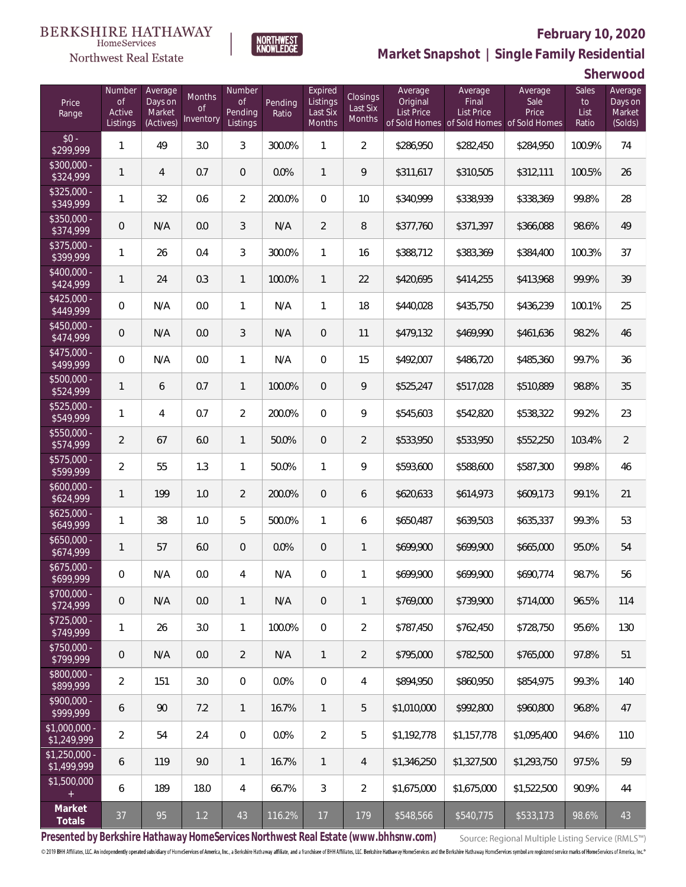BERKSHIRE HATHAWAY HomeServices

Northwest Real Estate

NORTHWEST KNOWLEDGE

# February 10, 2020

## Market Snapshot | Single Family Residential

## Sherwood

| Price Range | Number of Active Listings | Average Days on Market (Actives) | Months of Inventory | Number of Pending Listings | Pending Ratio | Expired Listings Last Six Months | Closings Last Six Months | Average Original List Price of Sold Homes | Average Final List Price of Sold Homes | Average Sale Price of Sold Homes | Sales to List Ratio | Average Days on Market (Solds) |
|---|---|---|---|---|---|---|---|---|---|---|---|---|
| $0 - $299,999 | 1 | 49 | 3.0 | 3 | 300.0% | 1 | 2 | $286,950 | $282,450 | $284,950 | 100.9% | 74 |
| $300,000 - $324,999 | 1 | 4 | 0.7 | 0 | 0.0% | 1 | 9 | $311,617 | $310,505 | $312,111 | 100.5% | 26 |
| $325,000 - $349,999 | 1 | 32 | 0.6 | 2 | 200.0% | 0 | 10 | $340,999 | $338,939 | $338,369 | 99.8% | 28 |
| $350,000 - $374,999 | 0 | N/A | 0.0 | 3 | N/A | 2 | 8 | $377,760 | $371,397 | $366,088 | 98.6% | 49 |
| $375,000 - $399,999 | 1 | 26 | 0.4 | 3 | 300.0% | 1 | 16 | $388,712 | $383,369 | $384,400 | 100.3% | 37 |
| $400,000 - $424,999 | 1 | 24 | 0.3 | 1 | 100.0% | 1 | 22 | $420,695 | $414,255 | $413,968 | 99.9% | 39 |
| $425,000 - $449,999 | 0 | N/A | 0.0 | 1 | N/A | 1 | 18 | $440,028 | $435,750 | $436,239 | 100.1% | 25 |
| $450,000 - $474,999 | 0 | N/A | 0.0 | 3 | N/A | 0 | 11 | $479,132 | $469,990 | $461,636 | 98.2% | 46 |
| $475,000 - $499,999 | 0 | N/A | 0.0 | 1 | N/A | 0 | 15 | $492,007 | $486,720 | $485,360 | 99.7% | 36 |
| $500,000 - $524,999 | 1 | 6 | 0.7 | 1 | 100.0% | 0 | 9 | $525,247 | $517,028 | $510,889 | 98.8% | 35 |
| $525,000 - $549,999 | 1 | 4 | 0.7 | 2 | 200.0% | 0 | 9 | $545,603 | $542,820 | $538,322 | 99.2% | 23 |
| $550,000 - $574,999 | 2 | 67 | 6.0 | 1 | 50.0% | 0 | 2 | $533,950 | $533,950 | $552,250 | 103.4% | 2 |
| $575,000 - $599,999 | 2 | 55 | 1.3 | 1 | 50.0% | 1 | 9 | $593,600 | $588,600 | $587,300 | 99.8% | 46 |
| $600,000 - $624,999 | 1 | 199 | 1.0 | 2 | 200.0% | 0 | 6 | $620,633 | $614,973 | $609,173 | 99.1% | 21 |
| $625,000 - $649,999 | 1 | 38 | 1.0 | 5 | 500.0% | 1 | 6 | $650,487 | $639,503 | $635,337 | 99.3% | 53 |
| $650,000 - $674,999 | 1 | 57 | 6.0 | 0 | 0.0% | 0 | 1 | $699,900 | $699,900 | $665,000 | 95.0% | 54 |
| $675,000 - $699,999 | 0 | N/A | 0.0 | 4 | N/A | 0 | 1 | $699,900 | $699,900 | $690,774 | 98.7% | 56 |
| $700,000 - $724,999 | 0 | N/A | 0.0 | 1 | N/A | 0 | 1 | $769,000 | $739,900 | $714,000 | 96.5% | 114 |
| $725,000 - $749,999 | 1 | 26 | 3.0 | 1 | 100.0% | 0 | 2 | $787,450 | $762,450 | $728,750 | 95.6% | 130 |
| $750,000 - $799,999 | 0 | N/A | 0.0 | 2 | N/A | 1 | 2 | $795,000 | $782,500 | $765,000 | 97.8% | 51 |
| $800,000 - $899,999 | 2 | 151 | 3.0 | 0 | 0.0% | 0 | 4 | $894,950 | $860,950 | $854,975 | 99.3% | 140 |
| $900,000 - $999,999 | 6 | 90 | 7.2 | 1 | 16.7% | 1 | 5 | $1,010,000 | $992,800 | $960,800 | 96.8% | 47 |
| $1,000,000 - $1,249,999 | 2 | 54 | 2.4 | 0 | 0.0% | 2 | 5 | $1,192,778 | $1,157,778 | $1,095,400 | 94.6% | 110 |
| $1,250,000 - $1,499,999 | 6 | 119 | 9.0 | 1 | 16.7% | 1 | 4 | $1,346,250 | $1,327,500 | $1,293,750 | 97.5% | 59 |
| $1,500,000 + | 6 | 189 | 18.0 | 4 | 66.7% | 3 | 2 | $1,675,000 | $1,675,000 | $1,522,500 | 90.9% | 44 |
| **Market Totals** | 37 | 95 | 1.2 | 43 | 116.2% | 17 | 179 | $548,566 | $540,775 | $533,173 | 98.6% | 43 |

**Presented by Berkshire Hathaway HomeServices Northwest Real Estate (www.bhhsnw.com)**

Source: Regional Multiple Listing Service (RMLS™)

© 2019 BHH Affiliates, LLC. An independently operated subsidiary of HomeServices of America, Inc., a Berkshire Hathaway affiliate, and a franchisee of BHH Affiliates, LLC. Berkshire Hathaway HomeServices and the Berkshire Hathaway HomeServices symbol are registered service marks of HomeServices of America, Inc.®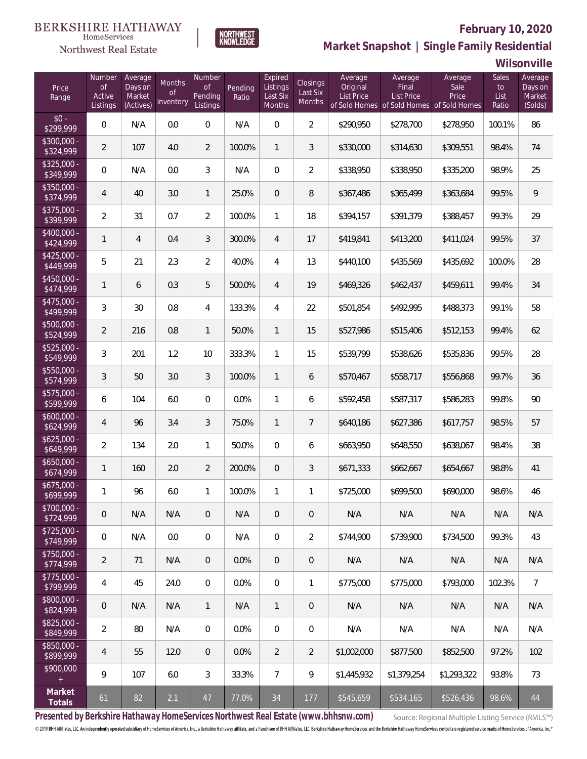BERKSHIRE HATHAWAY HomeServices Northwest Real Estate

NORTHWEST KNOWLEDGE

## February 10, 2020

## Market Snapshot | Single Family Residential

## Wilsonville

| Price Range | Number of Active Listings | Average Days on Market (Actives) | Months of Inventory | Number of Pending Listings | Pending Ratio | Expired Listings Last Six Months | Closings Last Six Months | Average Original List Price of Sold Homes | Average Final List Price of Sold Homes | Average Sale Price of Sold Homes | Sales to List Ratio | Average Days on Market (Solds) |
|---|---|---|---|---|---|---|---|---|---|---|---|---|
| $0 - $299,999 | 0 | N/A | 0.0 | 0 | N/A | 0 | 2 | $290,950 | $278,700 | $278,950 | 100.1% | 86 |
| $300,000 - $324,999 | 2 | 107 | 4.0 | 2 | 100.0% | 1 | 3 | $330,000 | $314,630 | $309,551 | 98.4% | 74 |
| $325,000 - $349,999 | 0 | N/A | 0.0 | 3 | N/A | 0 | 2 | $338,950 | $338,950 | $335,200 | 98.9% | 25 |
| $350,000 - $374,999 | 4 | 40 | 3.0 | 1 | 25.0% | 0 | 8 | $367,486 | $365,499 | $363,684 | 99.5% | 9 |
| $375,000 - $399,999 | 2 | 31 | 0.7 | 2 | 100.0% | 1 | 18 | $394,157 | $391,379 | $388,457 | 99.3% | 29 |
| $400,000 - $424,999 | 1 | 4 | 0.4 | 3 | 300.0% | 4 | 17 | $419,841 | $413,200 | $411,024 | 99.5% | 37 |
| $425,000 - $449,999 | 5 | 21 | 2.3 | 2 | 40.0% | 4 | 13 | $440,100 | $435,569 | $435,692 | 100.0% | 28 |
| $450,000 - $474,999 | 1 | 6 | 0.3 | 5 | 500.0% | 4 | 19 | $469,326 | $462,437 | $459,611 | 99.4% | 34 |
| $475,000 - $499,999 | 3 | 30 | 0.8 | 4 | 133.3% | 4 | 22 | $501,854 | $492,995 | $488,373 | 99.1% | 58 |
| $500,000 - $524,999 | 2 | 216 | 0.8 | 1 | 50.0% | 1 | 15 | $527,986 | $515,406 | $512,153 | 99.4% | 62 |
| $525,000 - $549,999 | 3 | 201 | 1.2 | 10 | 333.3% | 1 | 15 | $539,799 | $538,626 | $535,836 | 99.5% | 28 |
| $550,000 - $574,999 | 3 | 50 | 3.0 | 3 | 100.0% | 1 | 6 | $570,467 | $558,717 | $556,868 | 99.7% | 36 |
| $575,000 - $599,999 | 6 | 104 | 6.0 | 0 | 0.0% | 1 | 6 | $592,458 | $587,317 | $586,283 | 99.8% | 90 |
| $600,000 - $624,999 | 4 | 96 | 3.4 | 3 | 75.0% | 1 | 7 | $640,186 | $627,386 | $617,757 | 98.5% | 57 |
| $625,000 - $649,999 | 2 | 134 | 2.0 | 1 | 50.0% | 0 | 6 | $663,950 | $648,550 | $638,067 | 98.4% | 38 |
| $650,000 - $674,999 | 1 | 160 | 2.0 | 2 | 200.0% | 0 | 3 | $671,333 | $662,667 | $654,667 | 98.8% | 41 |
| $675,000 - $699,999 | 1 | 96 | 6.0 | 1 | 100.0% | 1 | 1 | $725,000 | $699,500 | $690,000 | 98.6% | 46 |
| $700,000 - $724,999 | 0 | N/A | N/A | 0 | N/A | 0 | 0 | N/A | N/A | N/A | N/A | N/A |
| $725,000 - $749,999 | 0 | N/A | 0.0 | 0 | N/A | 0 | 2 | $744,900 | $739,900 | $734,500 | 99.3% | 43 |
| $750,000 - $774,999 | 2 | 71 | N/A | 0 | 0.0% | 0 | 0 | N/A | N/A | N/A | N/A | N/A |
| $775,000 - $799,999 | 4 | 45 | 24.0 | 0 | 0.0% | 0 | 1 | $775,000 | $775,000 | $793,000 | 102.3% | 7 |
| $800,000 - $824,999 | 0 | N/A | N/A | 1 | N/A | 1 | 0 | N/A | N/A | N/A | N/A | N/A |
| $825,000 - $849,999 | 2 | 80 | N/A | 0 | 0.0% | 0 | 0 | N/A | N/A | N/A | N/A | N/A |
| $850,000 - $899,999 | 4 | 55 | 12.0 | 0 | 0.0% | 2 | 2 | $1,002,000 | $877,500 | $852,500 | 97.2% | 102 |
| $900,000 + | 9 | 107 | 6.0 | 3 | 33.3% | 7 | 9 | $1,445,932 | $1,379,254 | $1,293,322 | 93.8% | 73 |
| **Market Totals** | 61 | 82 | 2.1 | 47 | 77.0% | 34 | 177 | $545,659 | $534,165 | $526,436 | 98.6% | 44 |

**Presented by Berkshire Hathaway HomeServices Northwest Real Estate (www.bhhsnw.com)**

Source: Regional Multiple Listing Service (RMLS™)

© 2019 BHH Affiliates, LLC. An independently operated subsidiary of HomeServices of America, Inc., a Berkshire Hathaway affiliate, and a franchisee of BHH Affiliates, LLC. Berkshire Hathaway HomeServices and the Berkshire Hathaway HomeServices symbol are registered service marks of HomeServices of America, Inc.®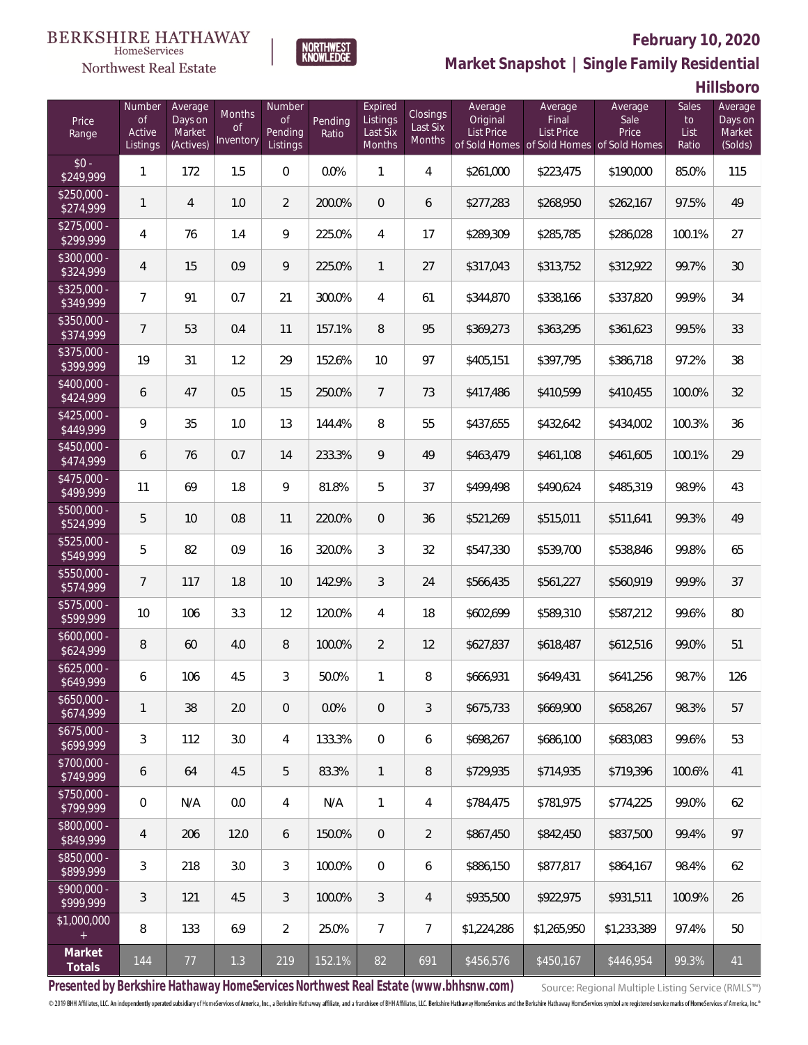BERKSHIRE HATHAWAY HomeServices Northwest Real Estate

NORTHWEST KNOWLEDGE

**February 10, 2020**

## Market Snapshot | Single Family Residential

### Hillsboro

| Price Range | Number of Active Listings | Average Days on Market (Actives) | Months of Inventory | Number of Pending Listings | Pending Ratio | Expired Listings Last Six Months | Closings Last Six Months | Average Original List Price of Sold Homes | Average Final List Price of Sold Homes | Average Sale Price of Sold Homes | Sales to List Ratio | Average Days on Market (Solds) |
|---|---|---|---|---|---|---|---|---|---|---|---|---|
| $0 - $249,999 | 1 | 172 | 1.5 | 0 | 0.0% | 1 | 4 | $261,000 | $223,475 | $190,000 | 85.0% | 115 |
| $250,000 - $274,999 | 1 | 4 | 1.0 | 2 | 200.0% | 0 | 6 | $277,283 | $268,950 | $262,167 | 97.5% | 49 |
| $275,000 - $299,999 | 4 | 76 | 1.4 | 9 | 225.0% | 4 | 17 | $289,309 | $285,785 | $286,028 | 100.1% | 27 |
| $300,000 - $324,999 | 4 | 15 | 0.9 | 9 | 225.0% | 1 | 27 | $317,043 | $313,752 | $312,922 | 99.7% | 30 |
| $325,000 - $349,999 | 7 | 91 | 0.7 | 21 | 300.0% | 4 | 61 | $344,870 | $338,166 | $337,820 | 99.9% | 34 |
| $350,000 - $374,999 | 7 | 53 | 0.4 | 11 | 157.1% | 8 | 95 | $369,273 | $363,295 | $361,623 | 99.5% | 33 |
| $375,000 - $399,999 | 19 | 31 | 1.2 | 29 | 152.6% | 10 | 97 | $405,151 | $397,795 | $386,718 | 97.2% | 38 |
| $400,000 - $424,999 | 6 | 47 | 0.5 | 15 | 250.0% | 7 | 73 | $417,486 | $410,599 | $410,455 | 100.0% | 32 |
| $425,000 - $449,999 | 9 | 35 | 1.0 | 13 | 144.4% | 8 | 55 | $437,655 | $432,642 | $434,002 | 100.3% | 36 |
| $450,000 - $474,999 | 6 | 76 | 0.7 | 14 | 233.3% | 9 | 49 | $463,479 | $461,108 | $461,605 | 100.1% | 29 |
| $475,000 - $499,999 | 11 | 69 | 1.8 | 9 | 81.8% | 5 | 37 | $499,498 | $490,624 | $485,319 | 98.9% | 43 |
| $500,000 - $524,999 | 5 | 10 | 0.8 | 11 | 220.0% | 0 | 36 | $521,269 | $515,011 | $511,641 | 99.3% | 49 |
| $525,000 - $549,999 | 5 | 82 | 0.9 | 16 | 320.0% | 3 | 32 | $547,330 | $539,700 | $538,846 | 99.8% | 65 |
| $550,000 - $574,999 | 7 | 117 | 1.8 | 10 | 142.9% | 3 | 24 | $566,435 | $561,227 | $560,919 | 99.9% | 37 |
| $575,000 - $599,999 | 10 | 106 | 3.3 | 12 | 120.0% | 4 | 18 | $602,699 | $589,310 | $587,212 | 99.6% | 80 |
| $600,000 - $624,999 | 8 | 60 | 4.0 | 8 | 100.0% | 2 | 12 | $627,837 | $618,487 | $612,516 | 99.0% | 51 |
| $625,000 - $649,999 | 6 | 106 | 4.5 | 3 | 50.0% | 1 | 8 | $666,931 | $649,431 | $641,256 | 98.7% | 126 |
| $650,000 - $674,999 | 1 | 38 | 2.0 | 0 | 0.0% | 0 | 3 | $675,733 | $669,900 | $658,267 | 98.3% | 57 |
| $675,000 - $699,999 | 3 | 112 | 3.0 | 4 | 133.3% | 0 | 6 | $698,267 | $686,100 | $683,083 | 99.6% | 53 |
| $700,000 - $749,999 | 6 | 64 | 4.5 | 5 | 83.3% | 1 | 8 | $729,935 | $714,935 | $719,396 | 100.6% | 41 |
| $750,000 - $799,999 | 0 | N/A | 0.0 | 4 | N/A | 1 | 4 | $784,475 | $781,975 | $774,225 | 99.0% | 62 |
| $800,000 - $849,999 | 4 | 206 | 12.0 | 6 | 150.0% | 0 | 2 | $867,450 | $842,450 | $837,500 | 99.4% | 97 |
| $850,000 - $899,999 | 3 | 218 | 3.0 | 3 | 100.0% | 0 | 6 | $886,150 | $877,817 | $864,167 | 98.4% | 62 |
| $900,000 - $999,999 | 3 | 121 | 4.5 | 3 | 100.0% | 3 | 4 | $935,500 | $922,975 | $931,511 | 100.9% | 26 |
| $1,000,000 + | 8 | 133 | 6.9 | 2 | 25.0% | 7 | 7 | $1,224,286 | $1,265,950 | $1,233,389 | 97.4% | 50 |
| **Market Totals** | 144 | 77 | 1.3 | 219 | 152.1% | 82 | 691 | $456,576 | $450,167 | $446,954 | 99.3% | 41 |

**Presented by Berkshire Hathaway HomeServices Northwest Real Estate (www.bhhsnw.com)**

Source: Regional Multiple Listing Service (RMLS™)

© 2019 BHH Affiliates, LLC. An independently operated subsidiary of HomeServices of America, Inc., a Berkshire Hathaway affiliate, and a franchisee of BHH Affiliates, LLC. Berkshire Hathaway HomeServices and the Berkshire Hathaway HomeServices symbol are registered service marks of HomeServices of America, Inc.®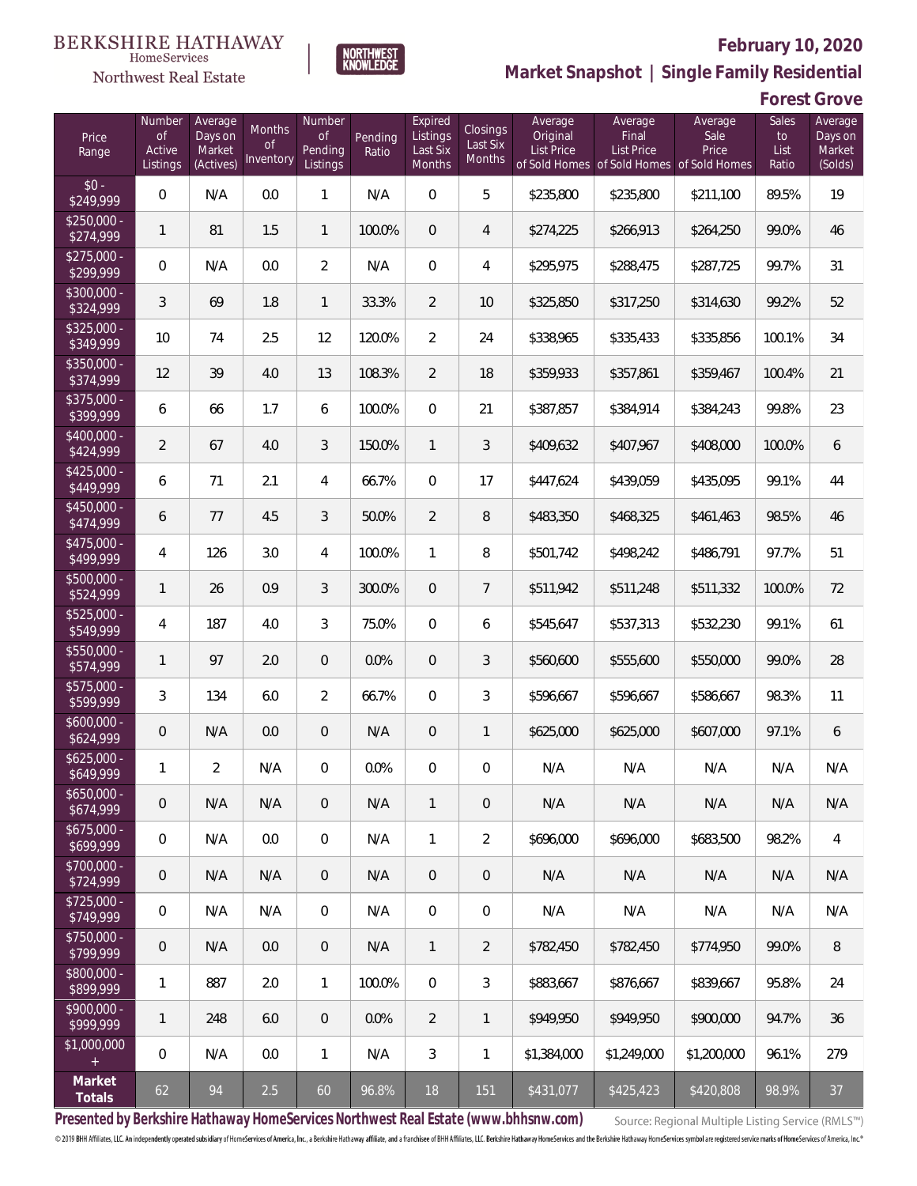BERKSHIRE HATHAWAY HomeServices Northwest Real Estate

NORTHWEST KNOWLEDGE

**February 10, 2020**

**Market Snapshot | Single Family Residential**

**Forest Grove**

| Price Range | Number of Active Listings | Average Days on Market (Actives) | Months of Inventory | Number of Pending Listings | Pending Ratio | Expired Listings Last Six Months | Closings Last Six Months | Average Original List Price of Sold Homes | Average Final List Price of Sold Homes | Average Sale Price of Sold Homes | Sales to List Ratio | Average Days on Market (Solds) |
|---|---|---|---|---|---|---|---|---|---|---|---|---|
| $0 - $249,999 | 0 | N/A | 0.0 | 1 | N/A | 0 | 5 | $235,800 | $235,800 | $211,100 | 89.5% | 19 |
| $250,000 - $274,999 | 1 | 81 | 1.5 | 1 | 100.0% | 0 | 4 | $274,225 | $266,913 | $264,250 | 99.0% | 46 |
| $275,000 - $299,999 | 0 | N/A | 0.0 | 2 | N/A | 0 | 4 | $295,975 | $288,475 | $287,725 | 99.7% | 31 |
| $300,000 - $324,999 | 3 | 69 | 1.8 | 1 | 33.3% | 2 | 10 | $325,850 | $317,250 | $314,630 | 99.2% | 52 |
| $325,000 - $349,999 | 10 | 74 | 2.5 | 12 | 120.0% | 2 | 24 | $338,965 | $335,433 | $335,856 | 100.1% | 34 |
| $350,000 - $374,999 | 12 | 39 | 4.0 | 13 | 108.3% | 2 | 18 | $359,933 | $357,861 | $359,467 | 100.4% | 21 |
| $375,000 - $399,999 | 6 | 66 | 1.7 | 6 | 100.0% | 0 | 21 | $387,857 | $384,914 | $384,243 | 99.8% | 23 |
| $400,000 - $424,999 | 2 | 67 | 4.0 | 3 | 150.0% | 1 | 3 | $409,632 | $407,967 | $408,000 | 100.0% | 6 |
| $425,000 - $449,999 | 6 | 71 | 2.1 | 4 | 66.7% | 0 | 17 | $447,624 | $439,059 | $435,095 | 99.1% | 44 |
| $450,000 - $474,999 | 6 | 77 | 4.5 | 3 | 50.0% | 2 | 8 | $483,350 | $468,325 | $461,463 | 98.5% | 46 |
| $475,000 - $499,999 | 4 | 126 | 3.0 | 4 | 100.0% | 1 | 8 | $501,742 | $498,242 | $486,791 | 97.7% | 51 |
| $500,000 - $524,999 | 1 | 26 | 0.9 | 3 | 300.0% | 0 | 7 | $511,942 | $511,248 | $511,332 | 100.0% | 72 |
| $525,000 - $549,999 | 4 | 187 | 4.0 | 3 | 75.0% | 0 | 6 | $545,647 | $537,313 | $532,230 | 99.1% | 61 |
| $550,000 - $574,999 | 1 | 97 | 2.0 | 0 | 0.0% | 0 | 3 | $560,600 | $555,600 | $550,000 | 99.0% | 28 |
| $575,000 - $599,999 | 3 | 134 | 6.0 | 2 | 66.7% | 0 | 3 | $596,667 | $596,667 | $586,667 | 98.3% | 11 |
| $600,000 - $624,999 | 0 | N/A | 0.0 | 0 | N/A | 0 | 1 | $625,000 | $625,000 | $607,000 | 97.1% | 6 |
| $625,000 - $649,999 | 1 | 2 | N/A | 0 | 0.0% | 0 | 0 | N/A | N/A | N/A | N/A | N/A |
| $650,000 - $674,999 | 0 | N/A | N/A | 0 | N/A | 1 | 0 | N/A | N/A | N/A | N/A | N/A |
| $675,000 - $699,999 | 0 | N/A | 0.0 | 0 | N/A | 1 | 2 | $696,000 | $696,000 | $683,500 | 98.2% | 4 |
| $700,000 - $724,999 | 0 | N/A | N/A | 0 | N/A | 0 | 0 | N/A | N/A | N/A | N/A | N/A |
| $725,000 - $749,999 | 0 | N/A | N/A | 0 | N/A | 0 | 0 | N/A | N/A | N/A | N/A | N/A |
| $750,000 - $799,999 | 0 | N/A | 0.0 | 0 | N/A | 1 | 2 | $782,450 | $782,450 | $774,950 | 99.0% | 8 |
| $800,000 - $899,999 | 1 | 887 | 2.0 | 1 | 100.0% | 0 | 3 | $883,667 | $876,667 | $839,667 | 95.8% | 24 |
| $900,000 - $999,999 | 1 | 248 | 6.0 | 0 | 0.0% | 2 | 1 | $949,950 | $949,950 | $900,000 | 94.7% | 36 |
| $1,000,000 + | 0 | N/A | 0.0 | 1 | N/A | 3 | 1 | $1,384,000 | $1,249,000 | $1,200,000 | 96.1% | 279 |
| **Market Totals** | 62 | 94 | 2.5 | 60 | 96.8% | 18 | 151 | $431,077 | $425,423 | $420,808 | 98.9% | 37 |

**Presented by Berkshire Hathaway HomeServices Northwest Real Estate (www.bhhsnw.com)**

Source: Regional Multiple Listing Service (RMLS™)

© 2019 BHH Affiliates, LLC. An independently operated subsidiary of HomeServices of America, Inc., a Berkshire Hathaway affiliate, and a franchisee of BHH Affiliates, LLC. Berkshire Hathaway HomeServices and the Berkshire Hathaway HomeServices symbol are registered service marks of HomeServices of America, Inc.®